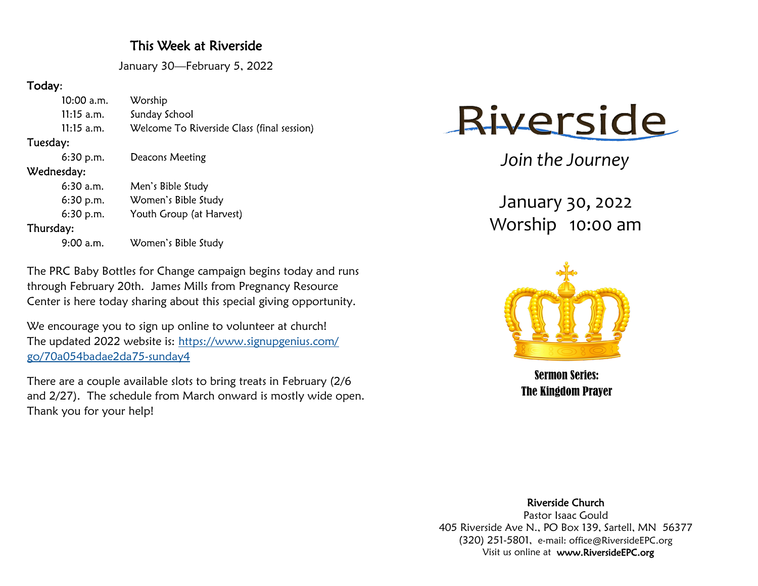## This Week at Riverside

January 30—February 5, 2022

**Today:**

| | |
|---|---|
| 10:00 a.m. | Worship |
| 11:15 a.m. | Sunday School |
| 11:15 a.m. | Welcome To Riverside Class (final session) |

**Tuesday:**

| | |
|---|---|
| 6:30 p.m. | Deacons Meeting |

**Wednesday:**

| | |
|---|---|
| 6:30 a.m. | Men's Bible Study |
| 6:30 p.m. | Women's Bible Study |
| 6:30 p.m. | Youth Group (at Harvest) |

**Thursday:**

| | |
|---|---|
| 9:00 a.m. | Women's Bible Study |

The PRC Baby Bottles for Change campaign begins today and runs through February 20th. James Mills from Pregnancy Resource Center is here today sharing about this special giving opportunity.

We encourage you to sign up online to volunteer at church! The updated 2022 website is: https://www.signupgenius.com/go/70a054badae2da75-sunday4

There are a couple available slots to bring treats in February (2/6 and 2/27). The schedule from March onward is mostly wide open. Thank you for your help!

# Riverside

*Join the Journey*

January 30, 2022
Worship 10:00 am

**Sermon Series:**
**The Kingdom Prayer**

Riverside Church
Pastor Isaac Gould
405 Riverside Ave N., PO Box 139, Sartell, MN 56377
(320) 251-5801, e-mail: office@RiversideEPC.org
Visit us online at **www.RiversideEPC.org**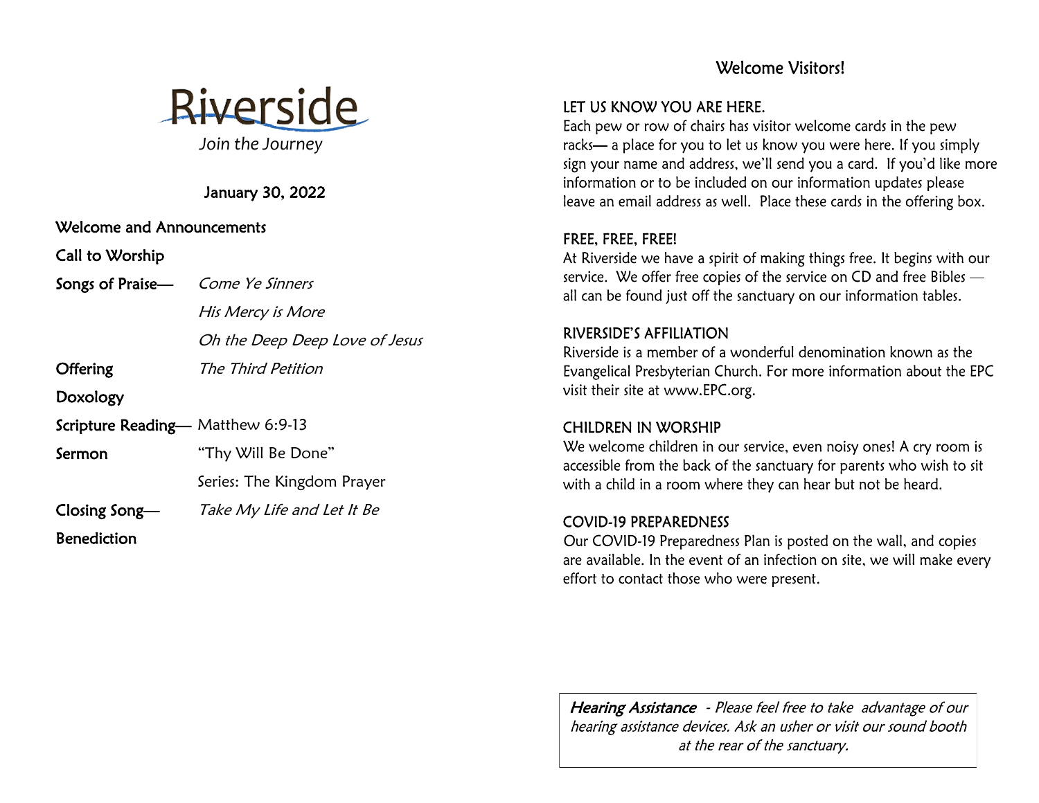# Riverside

*Join the Journey*

January 30, 2022

**Welcome and Announcements**

**Call to Worship**

**Songs of Praise**— *Come Ye Sinners*

*His Mercy is More*

*Oh the Deep Deep Love of Jesus*

**Offering** *The Third Petition*

**Doxology**

**Scripture Reading**— Matthew 6:9-13

**Sermon** "Thy Will Be Done"

Series: The Kingdom Prayer

**Closing Song**— *Take My Life and Let It Be*

**Benediction**

## Welcome Visitors!

### LET US KNOW YOU ARE HERE.

Each pew or row of chairs has visitor welcome cards in the pew racks— a place for you to let us know you were here. If you simply sign your name and address, we'll send you a card. If you'd like more information or to be included on our information updates please leave an email address as well. Place these cards in the offering box.

### FREE, FREE, FREE!

At Riverside we have a spirit of making things free. It begins with our service. We offer free copies of the service on CD and free Bibles — all can be found just off the sanctuary on our information tables.

### RIVERSIDE'S AFFILIATION

Riverside is a member of a wonderful denomination known as the Evangelical Presbyterian Church. For more information about the EPC visit their site at www.EPC.org.

### CHILDREN IN WORSHIP

We welcome children in our service, even noisy ones! A cry room is accessible from the back of the sanctuary for parents who wish to sit with a child in a room where they can hear but not be heard.

### COVID-19 PREPAREDNESS

Our COVID-19 Preparedness Plan is posted on the wall, and copies are available. In the event of an infection on site, we will make every effort to contact those who were present.

*Hearing Assistance - Please feel free to take advantage of our hearing assistance devices. Ask an usher or visit our sound booth at the rear of the sanctuary.*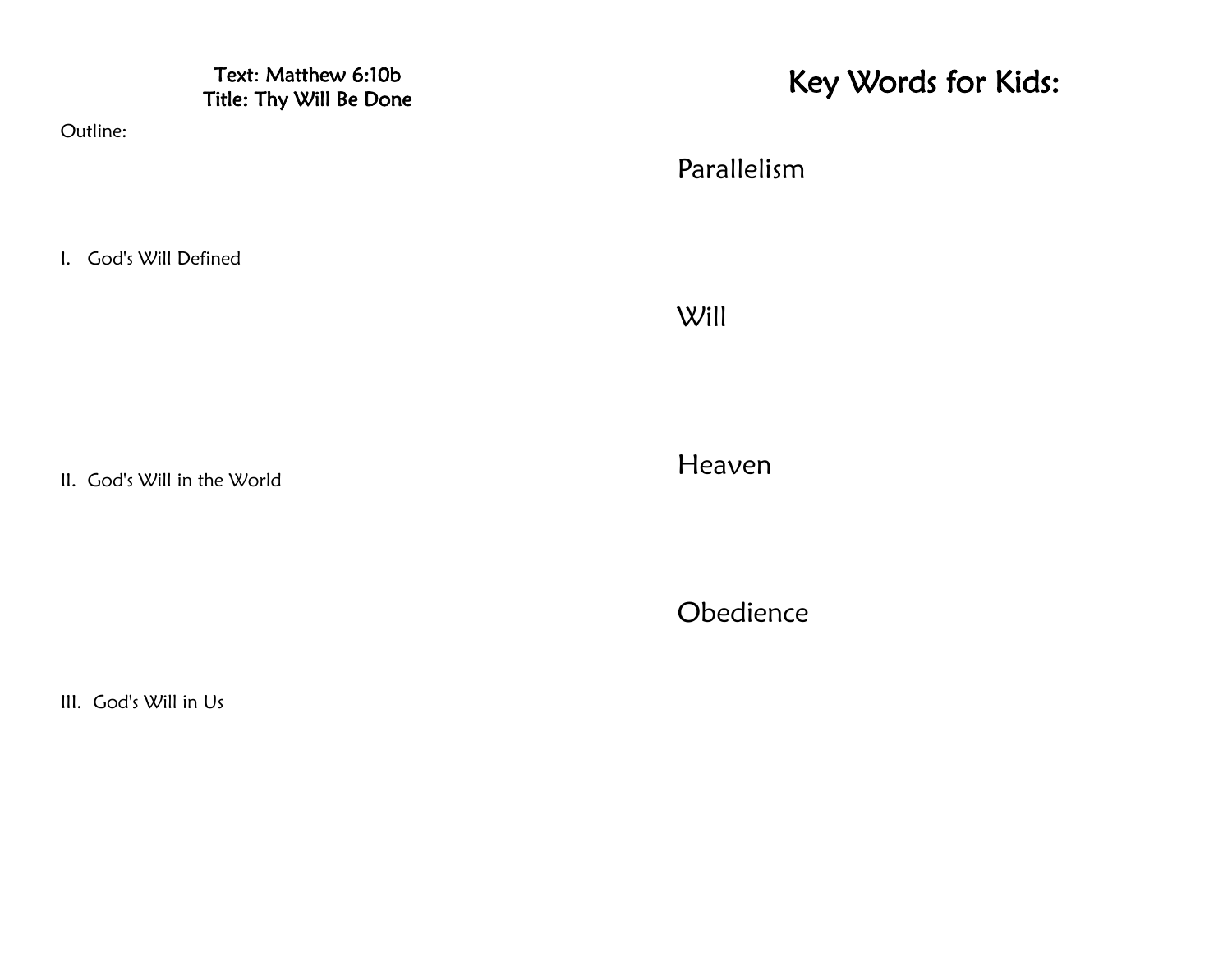Text: Matthew 6:10b
Title: Thy Will Be Done

Outline:

I. God's Will Defined

II. God's Will in the World

III. God's Will in Us

# Key Words for Kids:

Parallelism

Will

Heaven

Obedience